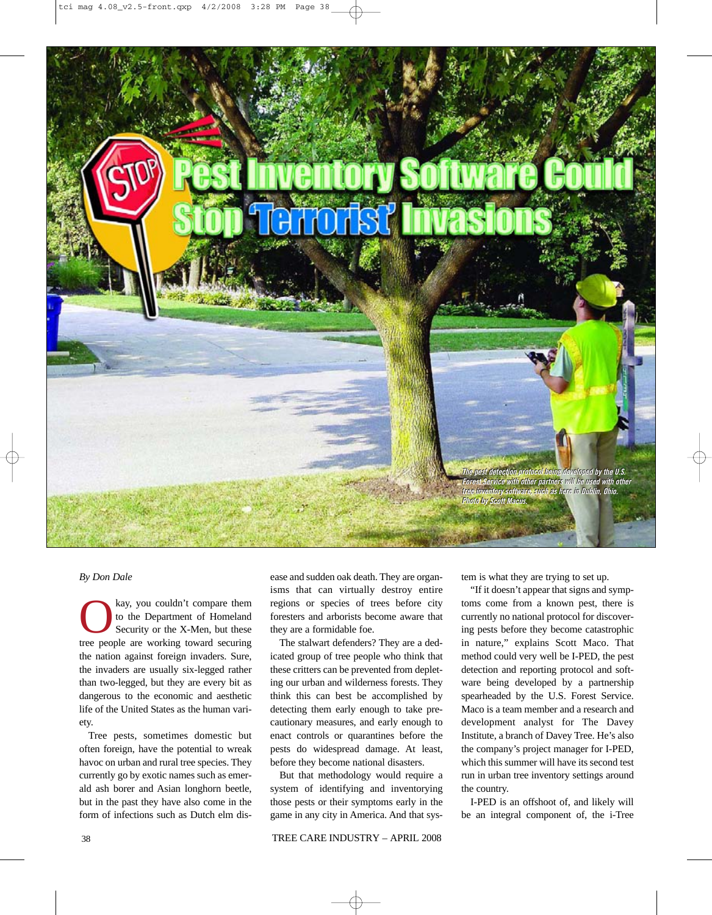# Pest Inventory Software Could Stop 'Terrorist' Invasions

The pest detection protocol being developed by the U.S. Forest Service with other partners will be used with other tree inventory software, such as here in Dublin, Ohio. Photo by Scott Macus.

*By Don Dale*

Okay, you couldn't compare them to the Department of Homeland Security or the X-Men, but these tree people are working toward securing the nation against foreign invaders. Sure, the invaders are usually six-legged rather than two-legged, but they are every bit as dangerous to the economic and aesthetic life of the United States as the human variety.

Tree pests, sometimes domestic but often foreign, have the potential to wreak havoc on urban and rural tree species. They currently go by exotic names such as emerald ash borer and Asian longhorn beetle, but in the past they have also come in the form of infections such as Dutch elm disease and sudden oak death. They are organisms that can virtually destroy entire regions or species of trees before city foresters and arborists become aware that they are a formidable foe.

The stalwart defenders? They are a dedicated group of tree people who think that these critters can be prevented from depleting our urban and wilderness forests. They think this can best be accomplished by detecting them early enough to take precautionary measures, and early enough to enact controls or quarantines before the pests do widespread damage. At least, before they become national disasters.

But that methodology would require a system of identifying and inventorying those pests or their symptoms early in the game in any city in America. And that system is what they are trying to set up.

"If it doesn't appear that signs and symptoms come from a known pest, there is currently no national protocol for discovering pests before they become catastrophic in nature," explains Scott Maco. That method could very well be I-PED, the pest detection and reporting protocol and software being developed by a partnership spearheaded by the U.S. Forest Service. Maco is a team member and a research and development analyst for The Davey Institute, a branch of Davey Tree. He's also the company's project manager for I-PED, which this summer will have its second test run in urban tree inventory settings around the country.

I-PED is an offshoot of, and likely will be an integral component of, the i-Tree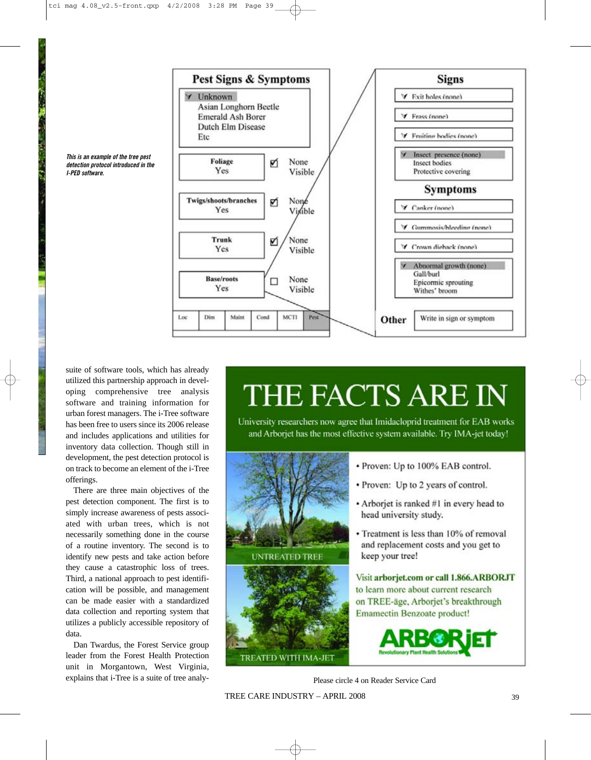*This is an example of the tree pest detection protocol introduced in the I-PED software.*

**Pest Signs & Symptoms**

- Unknown
- Asian Longhorn Beetle
- Emerald Ash Borer
- Dutch Elm Disease
- Etc

| | | |
|---|---|---|
| Foliage Yes | ☑ | None Visible |
| Twigs/shoots/branches Yes | ☑ | None Visible |
| Trunk Yes | ☑ | None Visible |
| Base/roots Yes | ☐ | None Visible |

| Loc | Dim | Maint | Cond | MCTI | Pest |
|---|---|---|---|---|---|

**Signs**

- Exit holes (none)
- Frass (none)
- Fruiting bodies (none)
- Insect presence (none)
  - Insect bodies
  - Protective covering

**Symptoms**

- Canker (none)
- Gummosis/bleeding (none)
- Crown dieback (none)
- Abnormal growth (none)
  - Gall/burl
  - Epicormic sprouting
  - Withes' broom

**Other** Write in sign or symptom

suite of software tools, which has already utilized this partnership approach in developing comprehensive tree analysis software and training information for urban forest managers. The i-Tree software has been free to users since its 2006 release and includes applications and utilities for inventory data collection. Though still in development, the pest detection protocol is on track to become an element of the i-Tree offerings.

There are three main objectives of the pest detection component. The first is to simply increase awareness of pests associated with urban trees, which is not necessarily something done in the course of a routine inventory. The second is to identify new pests and take action before they cause a catastrophic loss of trees. Third, a national approach to pest identification will be possible, and management can be made easier with a standardized data collection and reporting system that utilizes a publicly accessible repository of data.

Dan Twardus, the Forest Service group leader from the Forest Health Protection unit in Morgantown, West Virginia, explains that i-Tree is a suite of tree analy-

# THE FACTS ARE IN

University researchers now agree that Imidacloprid treatment for EAB works and Arborjet has the most effective system available. Try IMA-jet today!

UNTREATED TREE

TREATED WITH IMA-JET

- Proven: Up to 100% EAB control.
- Proven: Up to 2 years of control.
- Arborjet is ranked #1 in every head to head university study.
- Treatment is less than 10% of removal and replacement costs and you get to keep your tree!

Visit **arborjet.com or call 1.866.ARBORJT** to learn more about current research on TREE-äge, Arborjet's breakthrough Emamectin Benzoate product!

ARBORJET Revolutionary Plant Health Solutions

Please circle 4 on Reader Service Card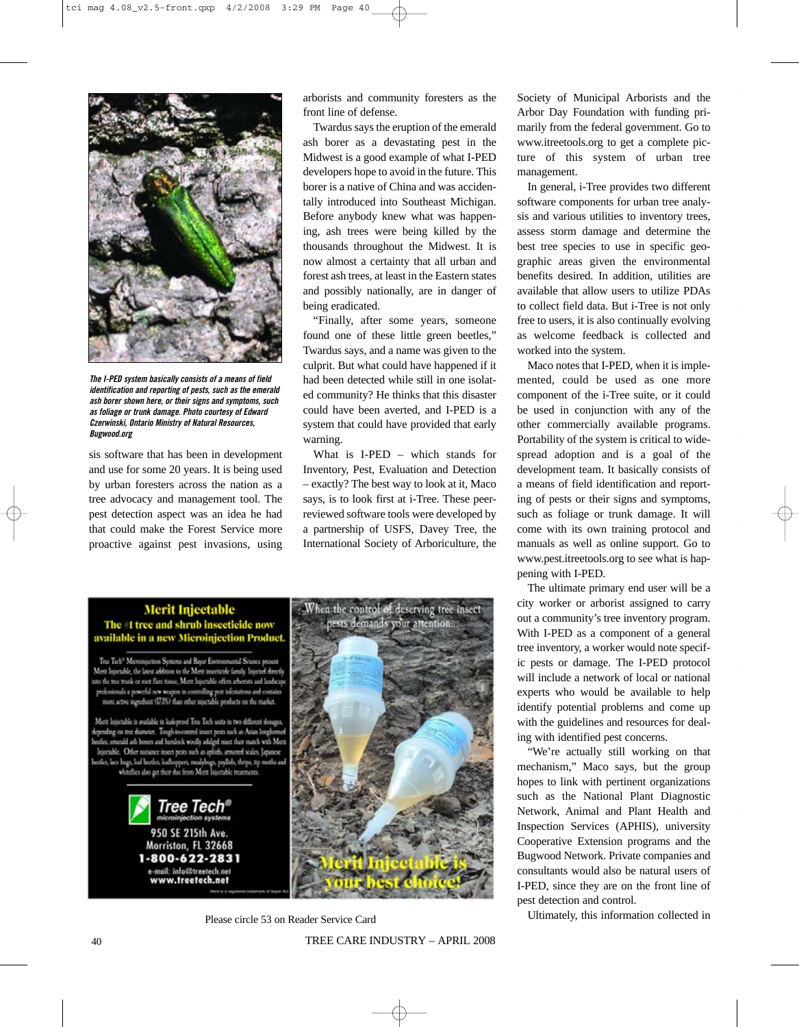*The I-PED system basically consists of a means of field identification and reporting of pests, such as the emerald ash borer shown here, or their signs and symptoms, such as foliage or trunk damage. Photo courtesy of Edward Czerwinski, Ontario Ministry of Natural Resources, Bugwood.org*

sis software that has been in development and use for some 20 years. It is being used by urban foresters across the nation as a tree advocacy and management tool. The pest detection aspect was an idea he had that could make the Forest Service more proactive against pest invasions, using arborists and community foresters as the front line of defense.

Twardus says the eruption of the emerald ash borer as a devastating pest in the Midwest is a good example of what I-PED developers hope to avoid in the future. This borer is a native of China and was accidentally introduced into Southeast Michigan. Before anybody knew what was happening, ash trees were being killed by the thousands throughout the Midwest. It is now almost a certainty that all urban and forest ash trees, at least in the Eastern states and possibly nationally, are in danger of being eradicated.

"Finally, after some years, someone found one of these little green beetles," Twardus says, and a name was given to the culprit. But what could have happened if it had been detected while still in one isolated community? He thinks that this disaster could have been averted, and I-PED is a system that could have provided that early warning.

What is I-PED – which stands for Inventory, Pest, Evaluation and Detection – exactly? The best way to look at it, Maco says, is to look first at i-Tree. These peer-reviewed software tools were developed by a partnership of USFS, Davey Tree, the International Society of Arboriculture, the Society of Municipal Arborists and the Arbor Day Foundation with funding primarily from the federal government. Go to www.itreetools.org to get a complete picture of this system of urban tree management.

In general, i-Tree provides two different software components for urban tree analysis and various utilities to inventory trees, assess storm damage and determine the best tree species to use in specific geographic areas given the environmental benefits desired. In addition, utilities are available that allow users to utilize PDAs to collect field data. But i-Tree is not only free to users, it is also continually evolving as welcome feedback is collected and worked into the system.

Maco notes that I-PED, when it is implemented, could be used as one more component of the i-Tree suite, or it could be used in conjunction with any of the other commercially available programs. Portability of the system is critical to widespread adoption and is a goal of the development team. It basically consists of a means of field identification and reporting of pests or their signs and symptoms, such as foliage or trunk damage. It will come with its own training protocol and manuals as well as online support. Go to www.pest.itreetools.org to see what is happening with I-PED.

The ultimate primary end user will be a city worker or arborist assigned to carry out a community's tree inventory program. With I-PED as a component of a general tree inventory, a worker would note specific pests or damage. The I-PED protocol will include a network of local or national experts who would be available to help identify potential problems and come up with the guidelines and resources for dealing with identified pest concerns.

"We're actually still working on that mechanism," Maco says, but the group hopes to link with pertinent organizations such as the National Plant Diagnostic Network, Animal and Plant Health and Inspection Services (APHIS), university Cooperative Extension programs and the Bugwood Network. Private companies and consultants would also be natural users of I-PED, since they are on the front line of pest detection and control.

Ultimately, this information collected in

---

**Merit Injectable**

**The #1 tree and shrub insecticide now available in a new Microinjection Product.**

Tree Tech® Microinjection Systems and Bayer Environmental Science present Merit Injectable, the latest addition to the Merit insecticide family. Injected directly into the tree trunk or root flare tissue, Merit Injectable offers arborists and landscape professionals a powerful new weapon in controlling pest infestations and contains more active ingredient (17.1%) than other injectable products on the market.

Merit Injectable is available in leak-proof Tree Tech units in two different dosages, depending on tree diameter. Tough-to-control insect pests such as Asian longhorned beetles, emerald ash borers and hemlock woolly adelgid meet their match with Merit Injectable. Other nuisance insect pests such as aphids, armored scales, Japanese beetles, lace bugs, leaf beetles, leafhoppers, mealybugs, psyllids, thrips, tip moths and whiteflies also get their due from Merit Injectable treatments.

**Tree Tech®** microinjection systems
950 SE 215th Ave.
Morriston, FL 32668
1-800-622-2831
e-mail: info@treetech.net
www.treetech.net

Merit is a registered trademark of Bayer AG

When the control of deserving tree insect pests demands your attention...

**Merit Injectable is your best choice!**

Please circle 53 on Reader Service Card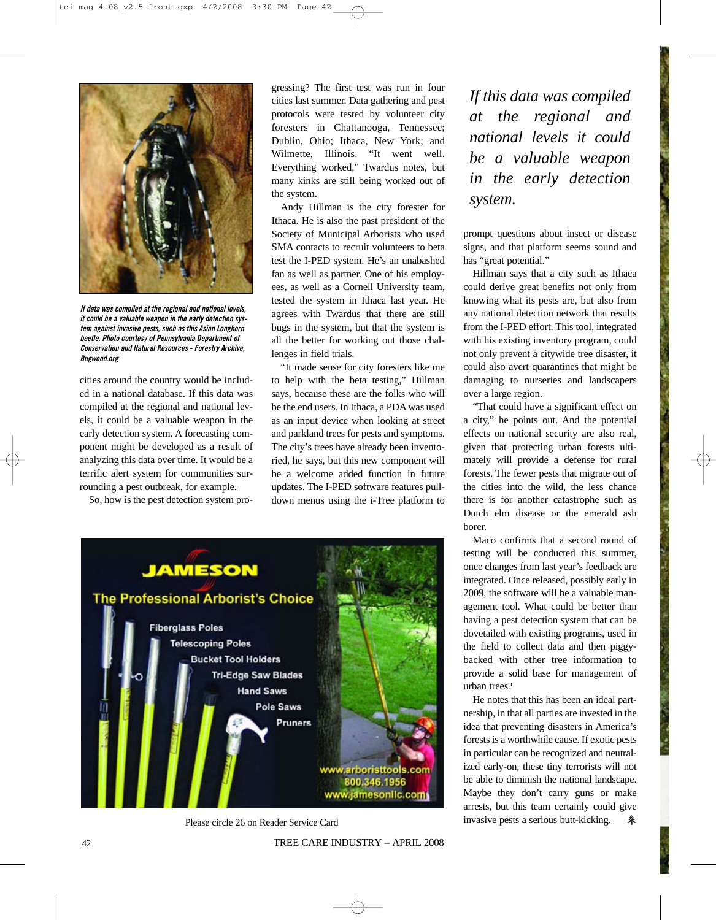*If data was compiled at the regional and national levels, it could be a valuable weapon in the early detection system against invasive pests, such as this Asian Longhorn beetle. Photo courtesy of Pennsylvania Department of Conservation and Natural Resources - Forestry Archive, Bugwood.org*

cities around the country would be included in a national database. If this data was compiled at the regional and national levels, it could be a valuable weapon in the early detection system. A forecasting component might be developed as a result of analyzing this data over time. It would be a terrific alert system for communities surrounding a pest outbreak, for example.

So, how is the pest detection system progressing? The first test was run in four cities last summer. Data gathering and pest protocols were tested by volunteer city foresters in Chattanooga, Tennessee; Dublin, Ohio; Ithaca, New York; and Wilmette, Illinois. "It went well. Everything worked," Twardus notes, but many kinks are still being worked out of the system.

Andy Hillman is the city forester for Ithaca. He is also the past president of the Society of Municipal Arborists who used SMA contacts to recruit volunteers to beta test the I-PED system. He's an unabashed fan as well as partner. One of his employees, as well as a Cornell University team, tested the system in Ithaca last year. He agrees with Twardus that there are still bugs in the system, but that the system is all the better for working out those challenges in field trials.

"It made sense for city foresters like me to help with the beta testing," Hillman says, because these are the folks who will be the end users. In Ithaca, a PDA was used as an input device when looking at street and parkland trees for pests and symptoms. The city's trees have already been inventoried, he says, but this new component will be a welcome added function in future updates. The I-PED software features pull-down menus using the i-Tree platform to prompt questions about insect or disease signs, and that platform seems sound and has "great potential."

*If this data was compiled at the regional and national levels it could be a valuable weapon in the early detection system.*

Hillman says that a city such as Ithaca could derive great benefits not only from knowing what its pests are, but also from any national detection network that results from the I-PED effort. This tool, integrated with his existing inventory program, could not only prevent a citywide tree disaster, it could also avert quarantines that might be damaging to nurseries and landscapers over a large region.

"That could have a significant effect on a city," he points out. And the potential effects on national security are also real, given that protecting urban forests ultimately will provide a defense for rural forests. The fewer pests that migrate out of the cities into the wild, the less chance there is for another catastrophe such as Dutch elm disease or the emerald ash borer.

Maco confirms that a second round of testing will be conducted this summer, once changes from last year's feedback are integrated. Once released, possibly early in 2009, the software will be a valuable management tool. What could be better than having a pest detection system that can be dovetailed with existing programs, used in the field to collect data and then piggy-backed with other tree information to provide a solid base for management of urban trees?

He notes that this has been an ideal partnership, in that all parties are invested in the idea that preventing disasters in America's forests is a worthwhile cause. If exotic pests in particular can be recognized and neutralized early-on, these tiny terrorists will not be able to diminish the national landscape. Maybe they don't carry guns or make arrests, but this team certainly could give invasive pests a serious butt-kicking.

JAMESON
The Professional Arborist's Choice
Fiberglass Poles
Telescoping Poles
Bucket Tool Holders
Tri-Edge Saw Blades
Hand Saws
Pole Saws
Pruners
www.arboristtools.com
800.346.1956
www.jamesonllc.com

Please circle 26 on Reader Service Card